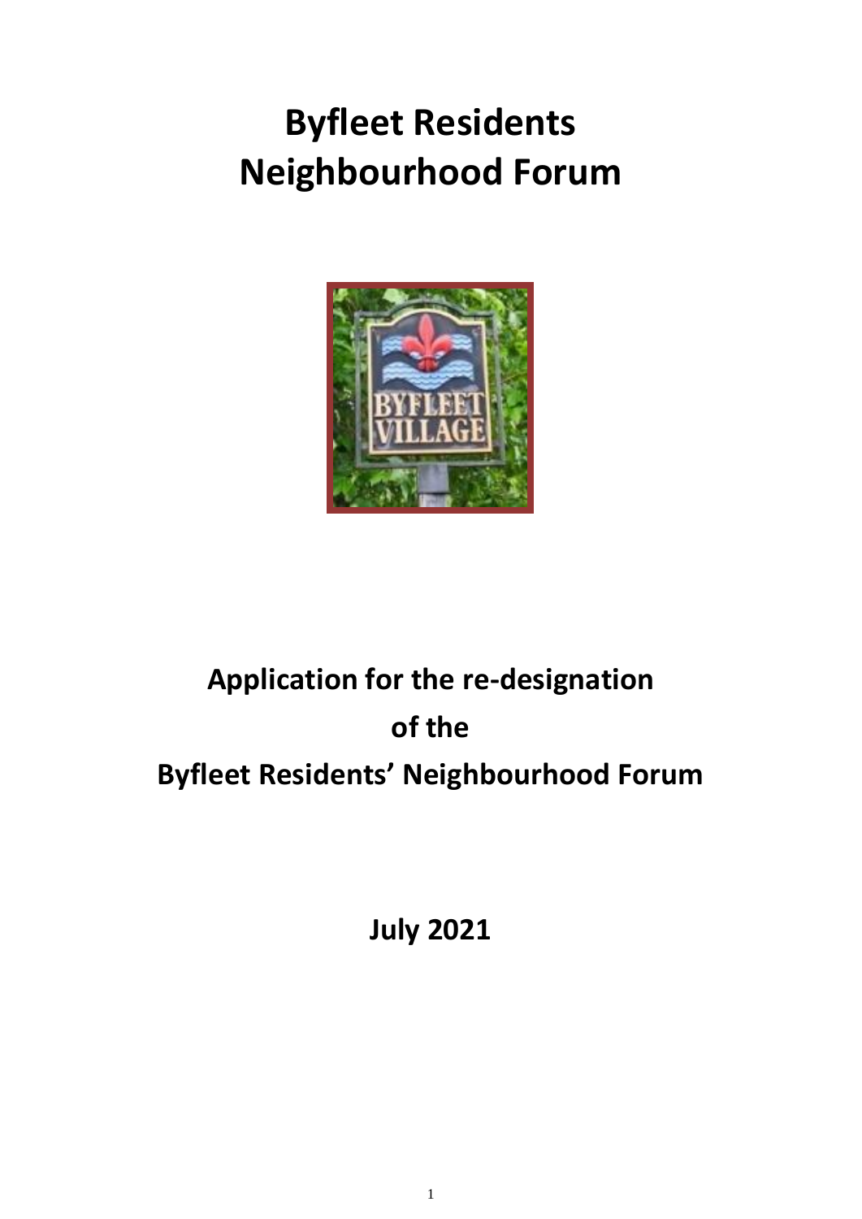# Byfleet Residents Neighbourhood Forum

## Application for the re-designation of the Byfleet Residents' Neighbourhood Forum

**July 2021**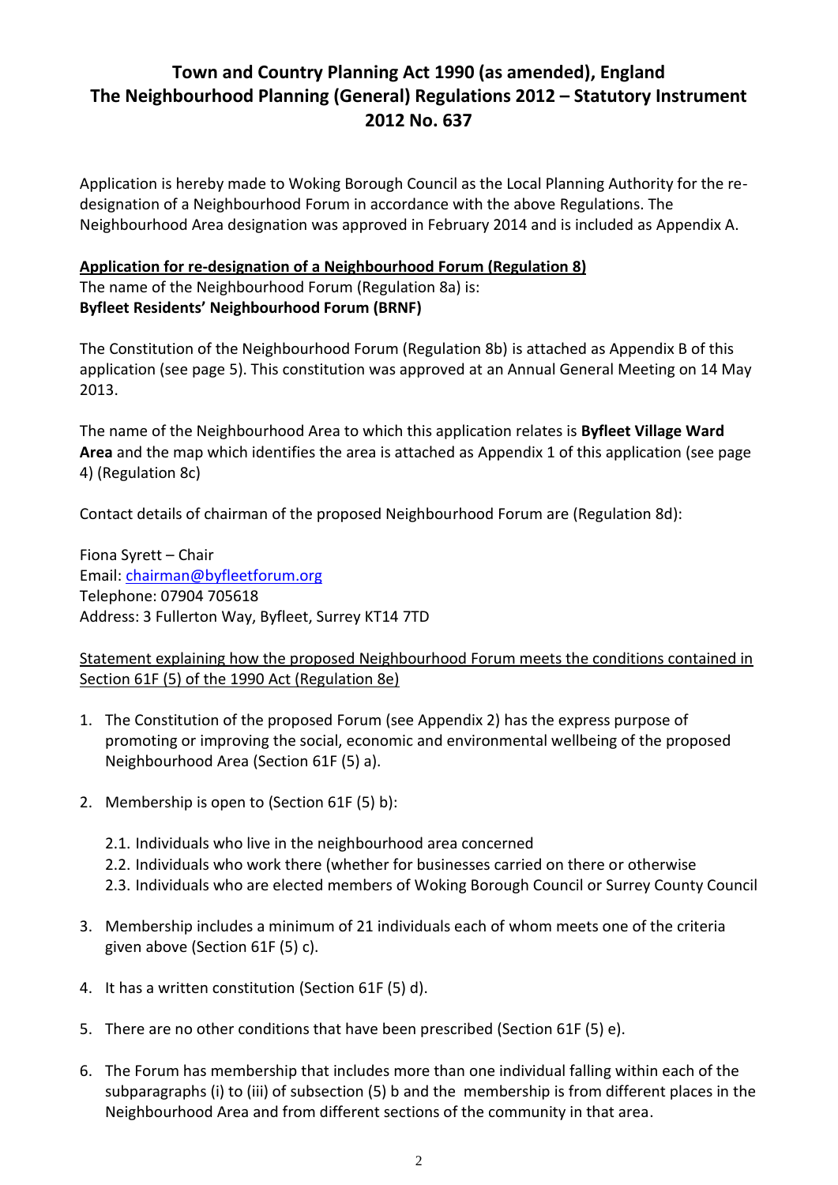# Town and Country Planning Act 1990 (as amended), England
# The Neighbourhood Planning (General) Regulations 2012 – Statutory Instrument 2012 No. 637

Application is hereby made to Woking Borough Council as the Local Planning Authority for the re-designation of a Neighbourhood Forum in accordance with the above Regulations. The Neighbourhood Area designation was approved in February 2014 and is included as Appendix A.

**Application for re-designation of a Neighbourhood Forum (Regulation 8)**

The name of the Neighbourhood Forum (Regulation 8a) is:
**Byfleet Residents' Neighbourhood Forum (BRNF)**

The Constitution of the Neighbourhood Forum (Regulation 8b) is attached as Appendix B of this application (see page 5). This constitution was approved at an Annual General Meeting on 14 May 2013.

The name of the Neighbourhood Area to which this application relates is **Byfleet Village Ward Area** and the map which identifies the area is attached as Appendix 1 of this application (see page 4) (Regulation 8c)

Contact details of chairman of the proposed Neighbourhood Forum are (Regulation 8d):

Fiona Syrett – Chair
Email: chairman@byfleetforum.org
Telephone: 07904 705618
Address: 3 Fullerton Way, Byfleet, Surrey KT14 7TD

Statement explaining how the proposed Neighbourhood Forum meets the conditions contained in Section 61F (5) of the 1990 Act (Regulation 8e)

1. The Constitution of the proposed Forum (see Appendix 2) has the express purpose of promoting or improving the social, economic and environmental wellbeing of the proposed Neighbourhood Area (Section 61F (5) a).

2. Membership is open to (Section 61F (5) b):

   2.1. Individuals who live in the neighbourhood area concerned
   2.2. Individuals who work there (whether for businesses carried on there or otherwise
   2.3. Individuals who are elected members of Woking Borough Council or Surrey County Council

3. Membership includes a minimum of 21 individuals each of whom meets one of the criteria given above (Section 61F (5) c).

4. It has a written constitution (Section 61F (5) d).

5. There are no other conditions that have been prescribed (Section 61F (5) e).

6. The Forum has membership that includes more than one individual falling within each of the subparagraphs (i) to (iii) of subsection (5) b and the membership is from different places in the Neighbourhood Area and from different sections of the community in that area.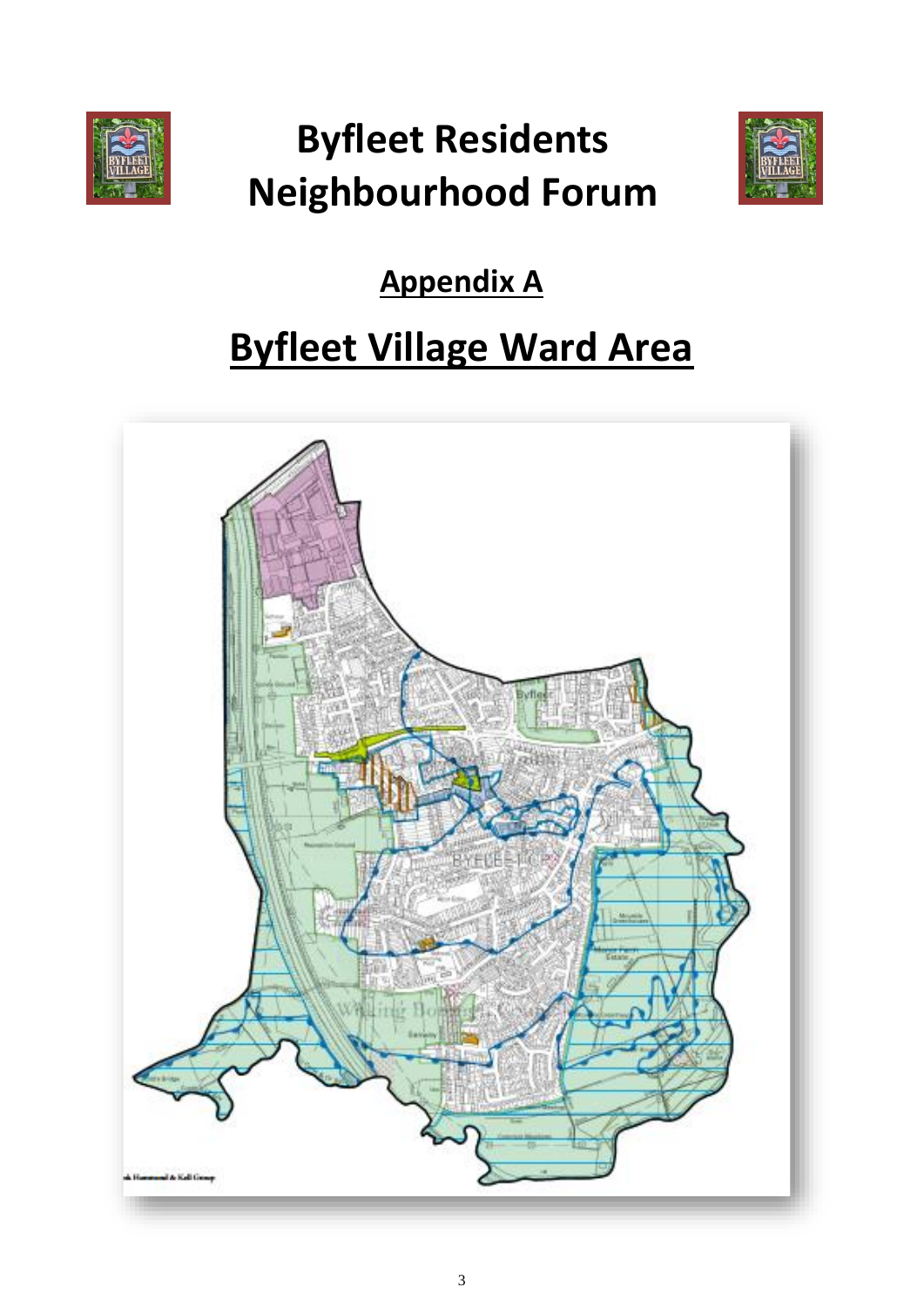# Byfleet Residents Neighbourhood Forum

## Appendix A

## Byfleet Village Ward Area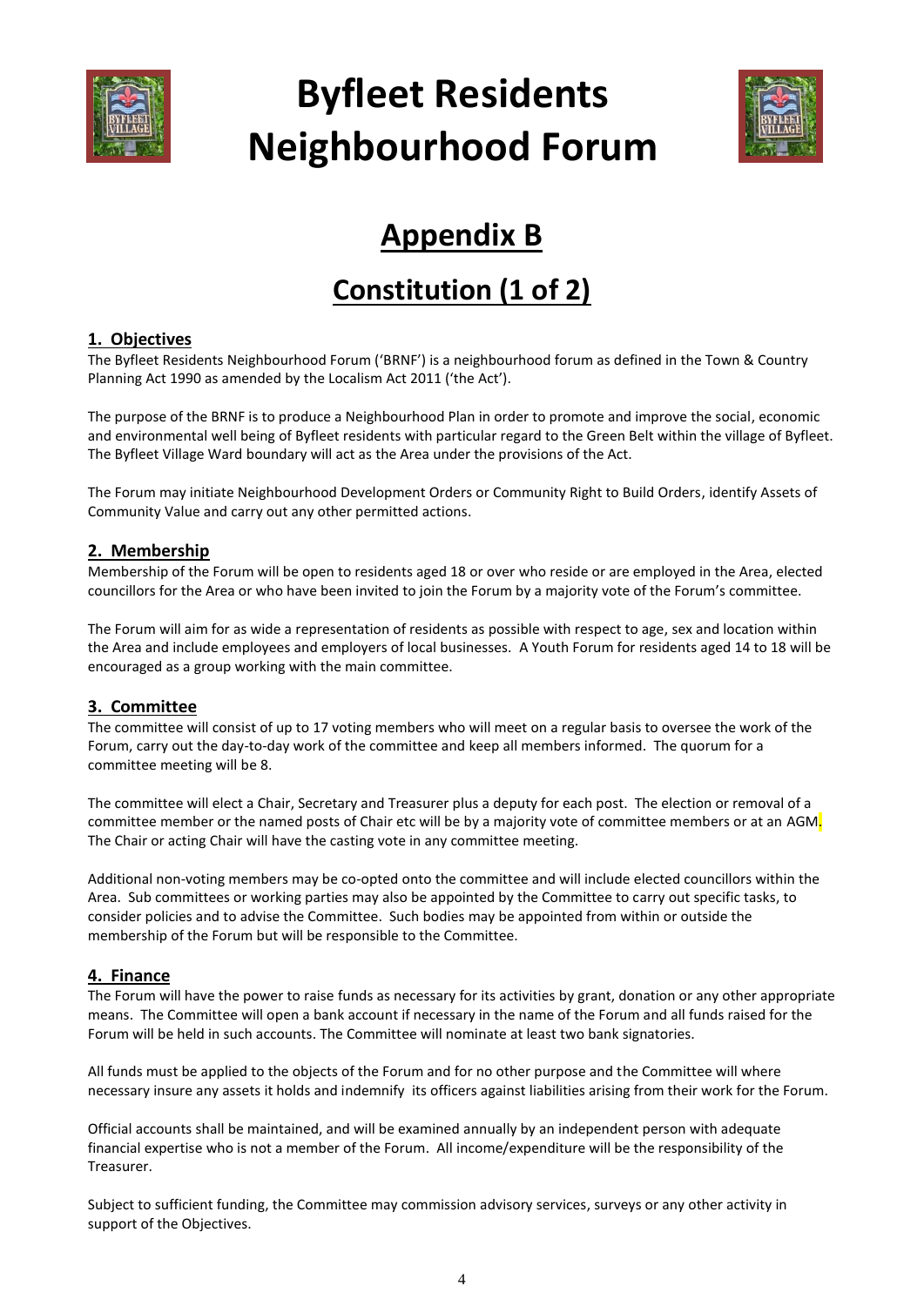# Byfleet Residents Neighbourhood Forum

## Appendix B

## Constitution (1 of 2)

### 1. Objectives

The Byfleet Residents Neighbourhood Forum ('BRNF') is a neighbourhood forum as defined in the Town & Country Planning Act 1990 as amended by the Localism Act 2011 ('the Act').

The purpose of the BRNF is to produce a Neighbourhood Plan in order to promote and improve the social, economic and environmental well being of Byfleet residents with particular regard to the Green Belt within the village of Byfleet. The Byfleet Village Ward boundary will act as the Area under the provisions of the Act.

The Forum may initiate Neighbourhood Development Orders or Community Right to Build Orders, identify Assets of Community Value and carry out any other permitted actions.

### 2. Membership

Membership of the Forum will be open to residents aged 18 or over who reside or are employed in the Area, elected councillors for the Area or who have been invited to join the Forum by a majority vote of the Forum's committee.

The Forum will aim for as wide a representation of residents as possible with respect to age, sex and location within the Area and include employees and employers of local businesses. A Youth Forum for residents aged 14 to 18 will be encouraged as a group working with the main committee.

### 3. Committee

The committee will consist of up to 17 voting members who will meet on a regular basis to oversee the work of the Forum, carry out the day-to-day work of the committee and keep all members informed. The quorum for a committee meeting will be 8.

The committee will elect a Chair, Secretary and Treasurer plus a deputy for each post. The election or removal of a committee member or the named posts of Chair etc will be by a majority vote of committee members or at an AGM. The Chair or acting Chair will have the casting vote in any committee meeting.

Additional non-voting members may be co-opted onto the committee and will include elected councillors within the Area. Sub committees or working parties may also be appointed by the Committee to carry out specific tasks, to consider policies and to advise the Committee. Such bodies may be appointed from within or outside the membership of the Forum but will be responsible to the Committee.

### 4. Finance

The Forum will have the power to raise funds as necessary for its activities by grant, donation or any other appropriate means. The Committee will open a bank account if necessary in the name of the Forum and all funds raised for the Forum will be held in such accounts. The Committee will nominate at least two bank signatories.

All funds must be applied to the objects of the Forum and for no other purpose and the Committee will where necessary insure any assets it holds and indemnify its officers against liabilities arising from their work for the Forum.

Official accounts shall be maintained, and will be examined annually by an independent person with adequate financial expertise who is not a member of the Forum. All income/expenditure will be the responsibility of the Treasurer.

Subject to sufficient funding, the Committee may commission advisory services, surveys or any other activity in support of the Objectives.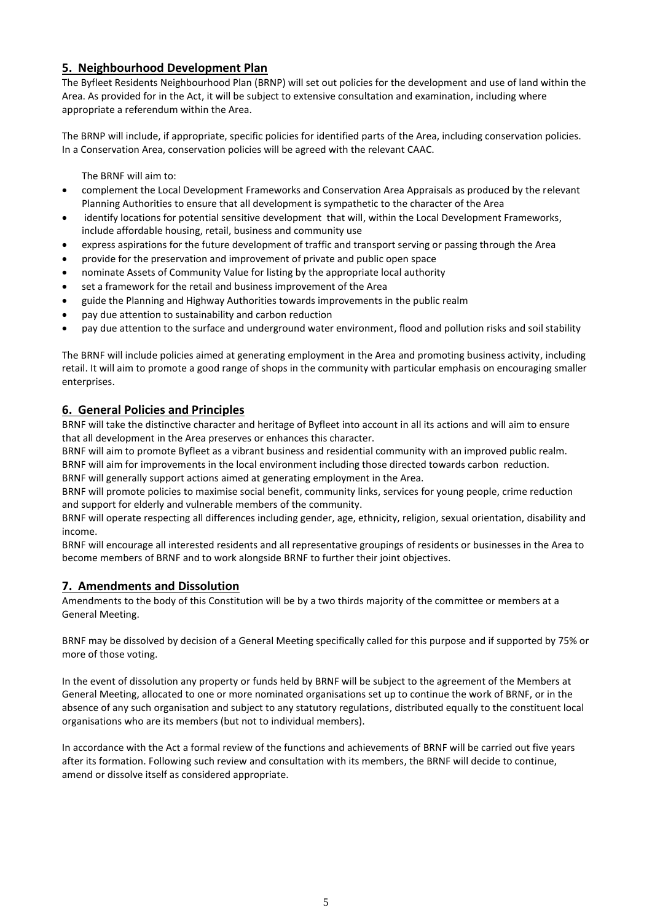## 5. Neighbourhood Development Plan

The Byfleet Residents Neighbourhood Plan (BRNP) will set out policies for the development and use of land within the Area. As provided for in the Act, it will be subject to extensive consultation and examination, including where appropriate a referendum within the Area.

The BRNP will include, if appropriate, specific policies for identified parts of the Area, including conservation policies. In a Conservation Area, conservation policies will be agreed with the relevant CAAC.

The BRNF will aim to:

- complement the Local Development Frameworks and Conservation Area Appraisals as produced by the relevant Planning Authorities to ensure that all development is sympathetic to the character of the Area
- identify locations for potential sensitive development that will, within the Local Development Frameworks, include affordable housing, retail, business and community use
- express aspirations for the future development of traffic and transport serving or passing through the Area
- provide for the preservation and improvement of private and public open space
- nominate Assets of Community Value for listing by the appropriate local authority
- set a framework for the retail and business improvement of the Area
- guide the Planning and Highway Authorities towards improvements in the public realm
- pay due attention to sustainability and carbon reduction
- pay due attention to the surface and underground water environment, flood and pollution risks and soil stability

The BRNF will include policies aimed at generating employment in the Area and promoting business activity, including retail. It will aim to promote a good range of shops in the community with particular emphasis on encouraging smaller enterprises.

## 6. General Policies and Principles

BRNF will take the distinctive character and heritage of Byfleet into account in all its actions and will aim to ensure that all development in the Area preserves or enhances this character.
BRNF will aim to promote Byfleet as a vibrant business and residential community with an improved public realm.
BRNF will aim for improvements in the local environment including those directed towards carbon reduction.
BRNF will generally support actions aimed at generating employment in the Area.
BRNF will promote policies to maximise social benefit, community links, services for young people, crime reduction and support for elderly and vulnerable members of the community.
BRNF will operate respecting all differences including gender, age, ethnicity, religion, sexual orientation, disability and income.
BRNF will encourage all interested residents and all representative groupings of residents or businesses in the Area to become members of BRNF and to work alongside BRNF to further their joint objectives.

## 7. Amendments and Dissolution

Amendments to the body of this Constitution will be by a two thirds majority of the committee or members at a General Meeting.

BRNF may be dissolved by decision of a General Meeting specifically called for this purpose and if supported by 75% or more of those voting.

In the event of dissolution any property or funds held by BRNF will be subject to the agreement of the Members at General Meeting, allocated to one or more nominated organisations set up to continue the work of BRNF, or in the absence of any such organisation and subject to any statutory regulations, distributed equally to the constituent local organisations who are its members (but not to individual members).

In accordance with the Act a formal review of the functions and achievements of BRNF will be carried out five years after its formation. Following such review and consultation with its members, the BRNF will decide to continue, amend or dissolve itself as considered appropriate.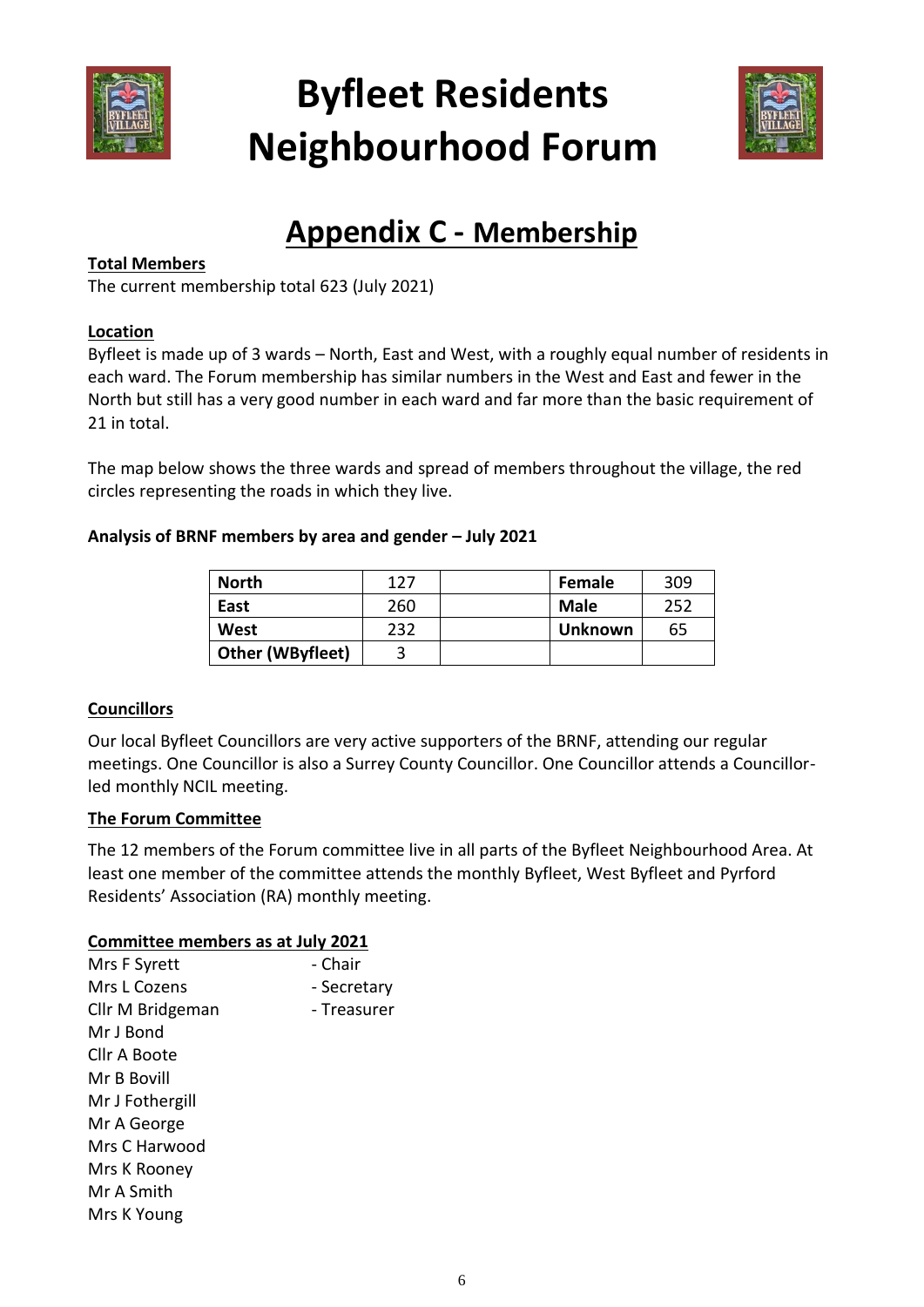# Byfleet Residents Neighbourhood Forum

## Appendix C - Membership

**Total Members**

The current membership total 623 (July 2021)

**Location**

Byfleet is made up of 3 wards – North, East and West, with a roughly equal number of residents in each ward. The Forum membership has similar numbers in the West and East and fewer in the North but still has a very good number in each ward and far more than the basic requirement of 21 in total.

The map below shows the three wards and spread of members throughout the village, the red circles representing the roads in which they live.

**Analysis of BRNF members by area and gender – July 2021**

| | | | | |
|---|---|---|---|---|
| **North** | 127 | | **Female** | 309 |
| **East** | 260 | | **Male** | 252 |
| **West** | 232 | | **Unknown** | 65 |
| **Other (WByfleet)** | 3 | | | |

**Councillors**

Our local Byfleet Councillors are very active supporters of the BRNF, attending our regular meetings. One Councillor is also a Surrey County Councillor. One Councillor attends a Councillor-led monthly NCIL meeting.

**The Forum Committee**

The 12 members of the Forum committee live in all parts of the Byfleet Neighbourhood Area. At least one member of the committee attends the monthly Byfleet, West Byfleet and Pyrford Residents' Association (RA) monthly meeting.

**Committee members as at July 2021**

Mrs F Syrett - Chair
Mrs L Cozens - Secretary
Cllr M Bridgeman - Treasurer
Mr J Bond
Cllr A Boote
Mr B Bovill
Mr J Fothergill
Mr A George
Mrs C Harwood
Mrs K Rooney
Mr A Smith
Mrs K Young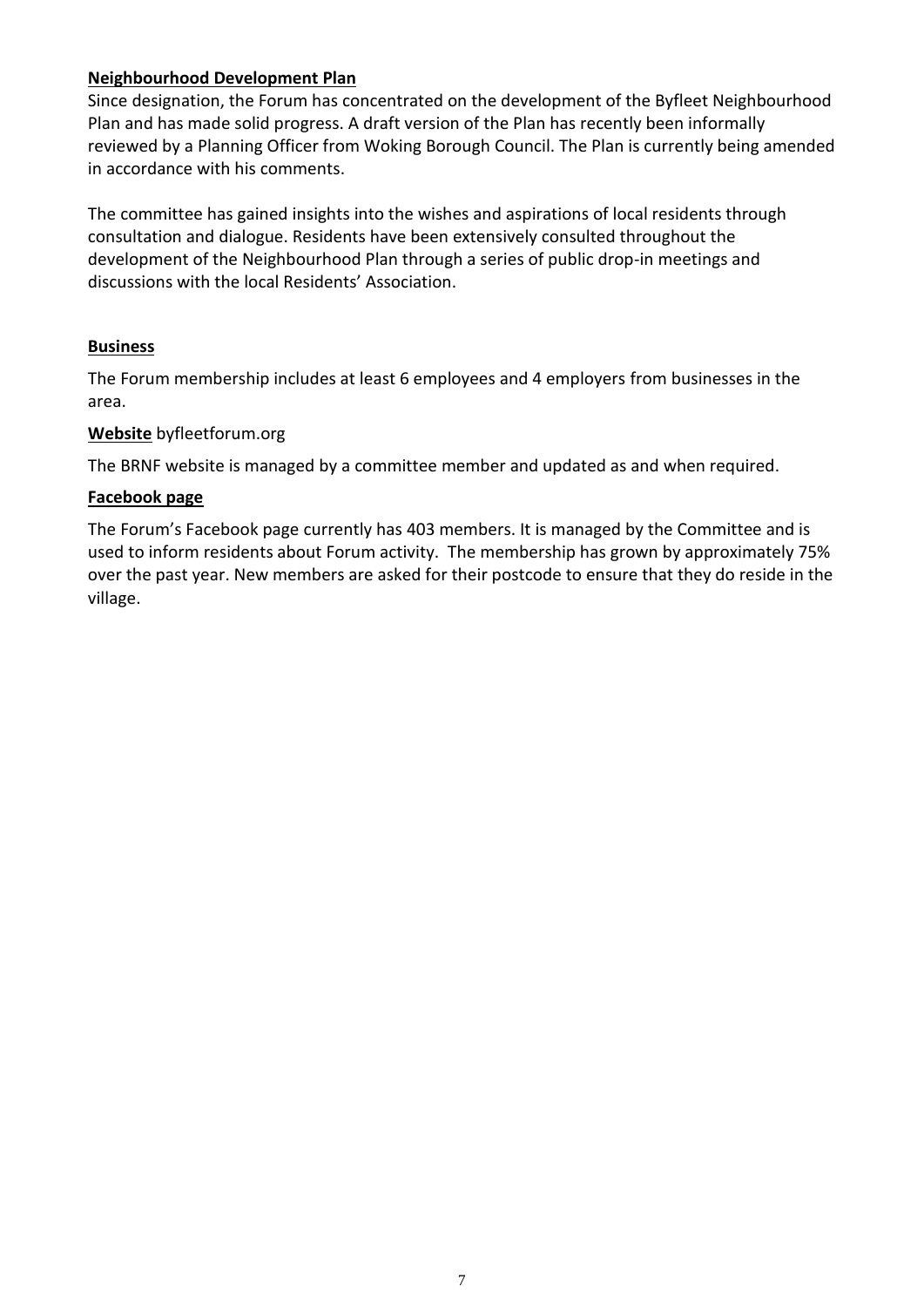**Neighbourhood Development Plan**

Since designation, the Forum has concentrated on the development of the Byfleet Neighbourhood Plan and has made solid progress. A draft version of the Plan has recently been informally reviewed by a Planning Officer from Woking Borough Council. The Plan is currently being amended in accordance with his comments.

The committee has gained insights into the wishes and aspirations of local residents through consultation and dialogue. Residents have been extensively consulted throughout the development of the Neighbourhood Plan through a series of public drop-in meetings and discussions with the local Residents' Association.

**Business**

The Forum membership includes at least 6 employees and 4 employers from businesses in the area.

**Website** byfleetforum.org

The BRNF website is managed by a committee member and updated as and when required.

**Facebook page**

The Forum's Facebook page currently has 403 members. It is managed by the Committee and is used to inform residents about Forum activity. The membership has grown by approximately 75% over the past year. New members are asked for their postcode to ensure that they do reside in the village.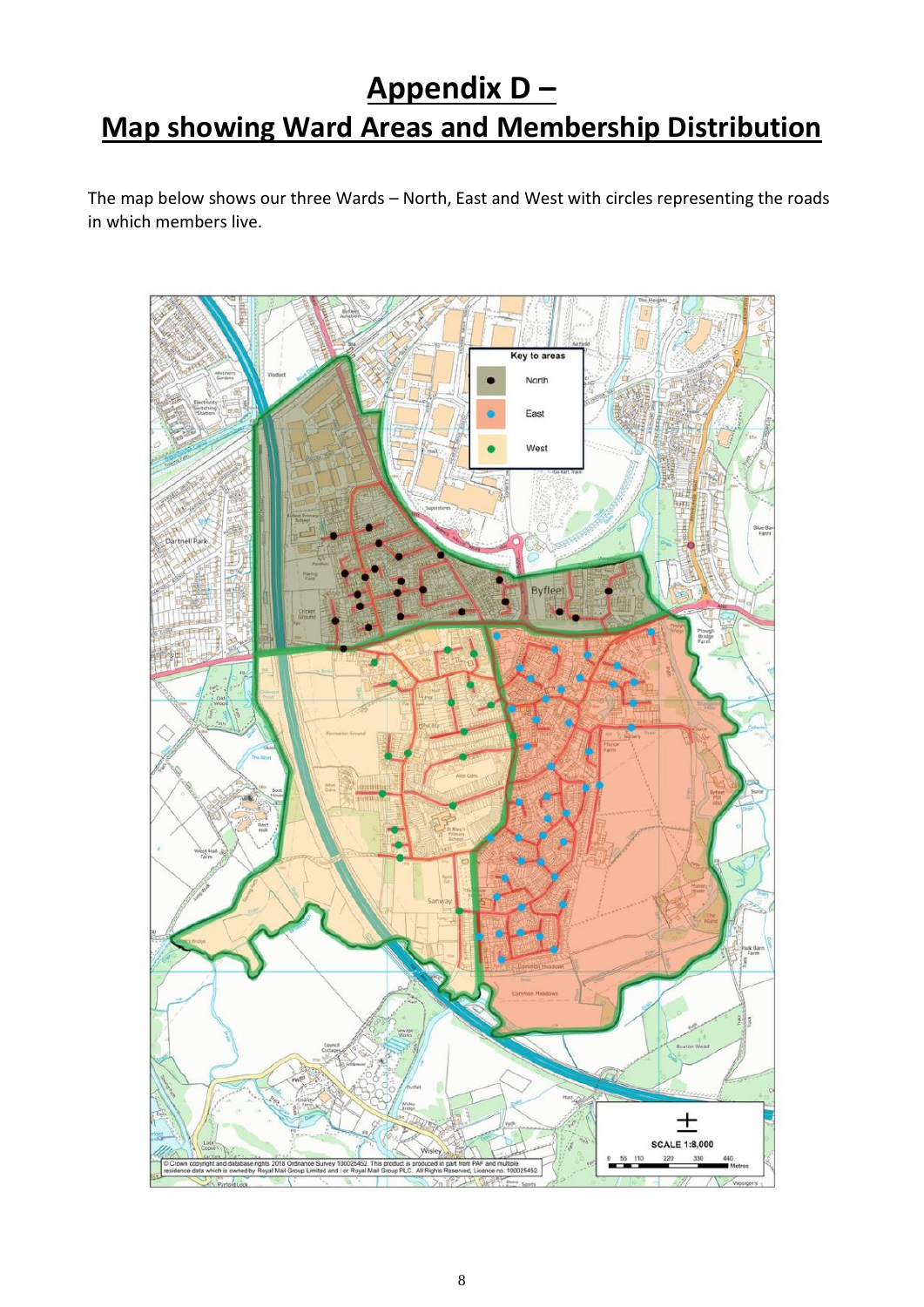# Appendix D – Map showing Ward Areas and Membership Distribution

The map below shows our three Wards – North, East and West with circles representing the roads in which members live.

Key to areas

North

East

West

SCALE 1:8,000

0 55 110 220 330 440 Metres

© Crown copyright and database rights 2018 Ordnance Survey 100025452. This product is produced in part from PAF and multiple residence data which is owned by Royal Mail Group Limited and / or Royal Mail Group PLC. All Rights Reserved, Licence no. 100025452.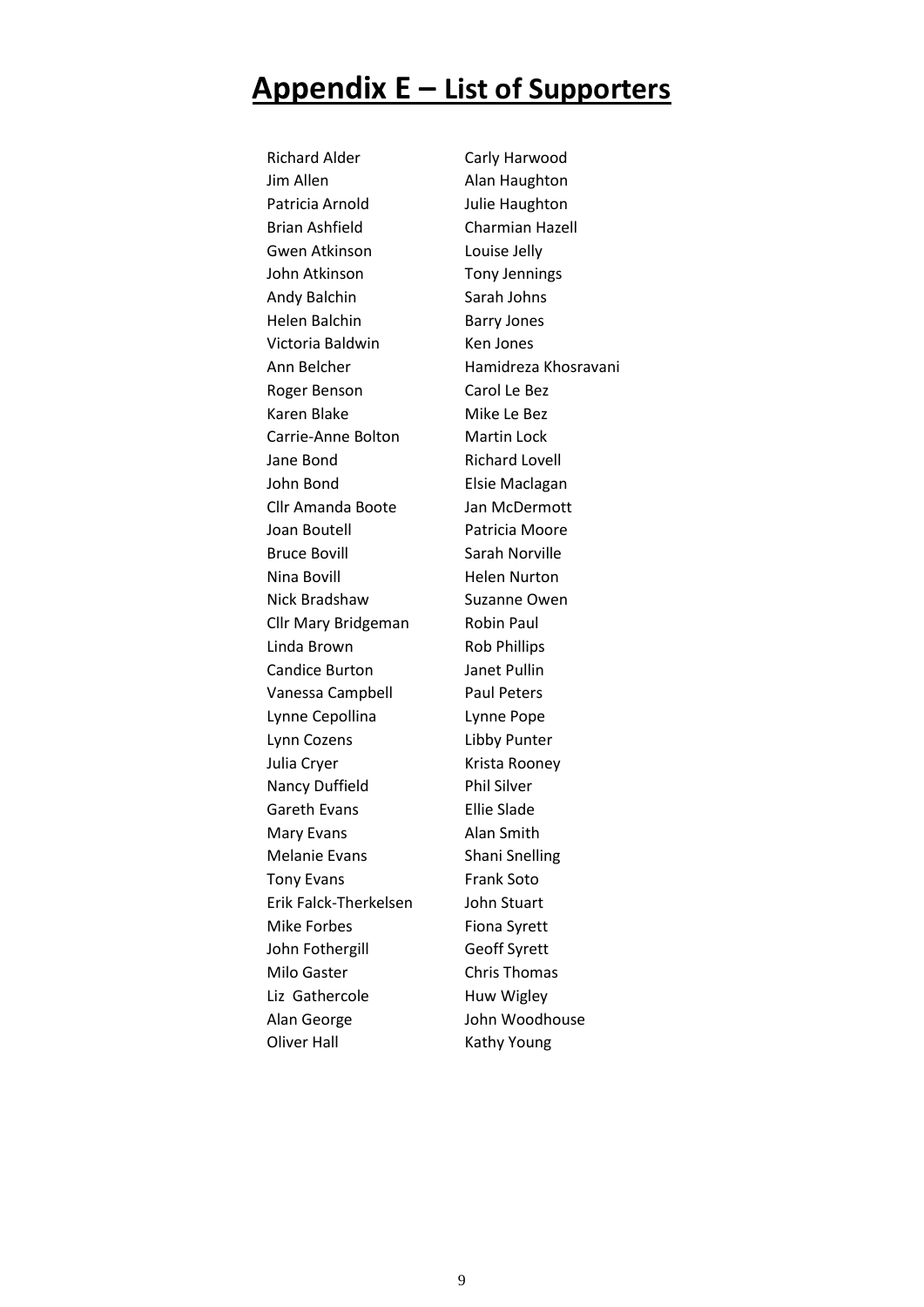# Appendix E – List of Supporters

Richard Alder
Jim Allen
Patricia Arnold
Brian Ashfield
Gwen Atkinson
John Atkinson
Andy Balchin
Helen Balchin
Victoria Baldwin
Ann Belcher
Roger Benson
Karen Blake
Carrie-Anne Bolton
Jane Bond
John Bond
Cllr Amanda Boote
Joan Boutell
Bruce Bovill
Nina Bovill
Nick Bradshaw
Cllr Mary Bridgeman
Linda Brown
Candice Burton
Vanessa Campbell
Lynne Cepollina
Lynn Cozens
Julia Cryer
Nancy Duffield
Gareth Evans
Mary Evans
Melanie Evans
Tony Evans
Erik Falck-Therkelsen
Mike Forbes
John Fothergill
Milo Gaster
Liz Gathercole
Alan George
Oliver Hall
Carly Harwood
Alan Haughton
Julie Haughton
Charmian Hazell
Louise Jelly
Tony Jennings
Sarah Johns
Barry Jones
Ken Jones
Hamidreza Khosravani
Carol Le Bez
Mike Le Bez
Martin Lock
Richard Lovell
Elsie Maclagan
Jan McDermott
Patricia Moore
Sarah Norville
Helen Nurton
Suzanne Owen
Robin Paul
Rob Phillips
Janet Pullin
Paul Peters
Lynne Pope
Libby Punter
Krista Rooney
Phil Silver
Ellie Slade
Alan Smith
Shani Snelling
Frank Soto
John Stuart
Fiona Syrett
Geoff Syrett
Chris Thomas
Huw Wigley
John Woodhouse
Kathy Young